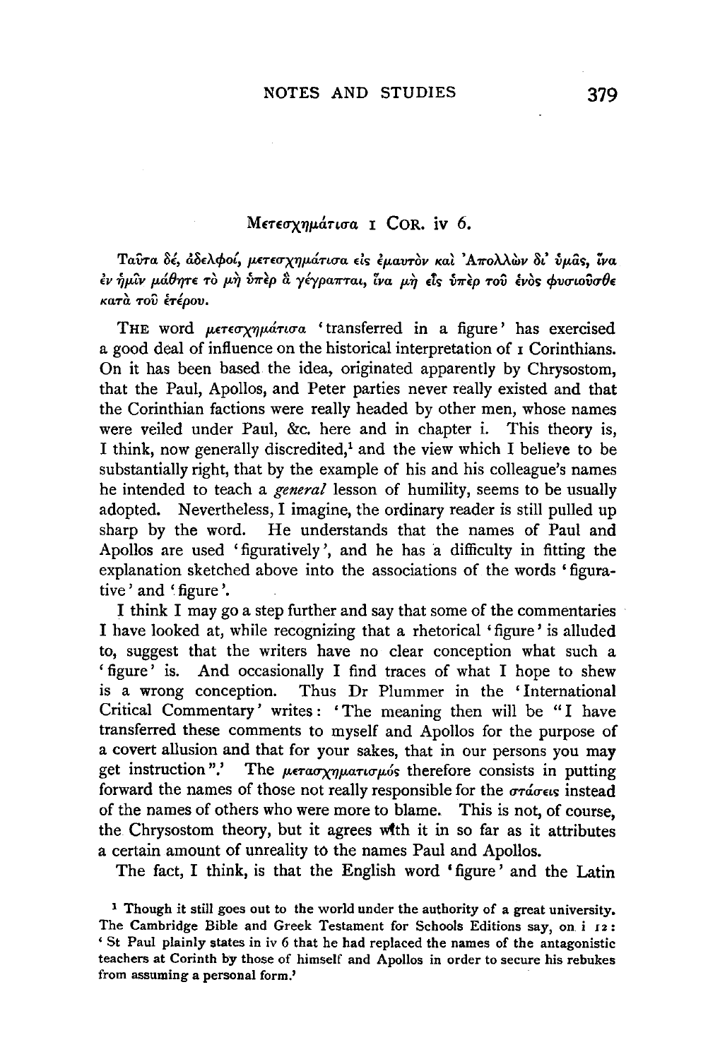## Μετεσχημάτισα 1 Cor. iv 6.

Ταῦτα δέ, ἀδελφοί, μετεσχημάτισα εἰς ἐμαυτὸν καὶ Ἀπολλῶν δι' ὑμᾶς, ἵνα ἐν ἡμῖν μάθητε τὸ μὴ ὑπὲρ ἃ γέγραπται, ἵνα μὴ εἷς ὑπὲρ τοῦ ἑνὸς φυσιοῦσθε κατὰ τοῦ ἑτέρου.

The word μετεσχημάτισα 'transferred in a figure' has exercised a good deal of influence on the historical interpretation of 1 Corinthians. On it has been based the idea, originated apparently by Chrysostom, that the Paul, Apollos, and Peter parties never really existed and that the Corinthian factions were really headed by other men, whose names were veiled under Paul, &c. here and in chapter i. This theory is, I think, now generally discredited,[1] and the view which I believe to be substantially right, that by the example of his and his colleague's names he intended to teach a *general* lesson of humility, seems to be usually adopted. Nevertheless, I imagine, the ordinary reader is still pulled up sharp by the word. He understands that the names of Paul and Apollos are used 'figuratively', and he has a difficulty in fitting the explanation sketched above into the associations of the words 'figurative' and 'figure'.

I think I may go a step further and say that some of the commentaries I have looked at, while recognizing that a rhetorical 'figure' is alluded to, suggest that the writers have no clear conception what such a 'figure' is. And occasionally I find traces of what I hope to shew is a wrong conception. Thus Dr Plummer in the 'International Critical Commentary' writes: 'The meaning then will be "I have transferred these comments to myself and Apollos for the purpose of a covert allusion and that for your sakes, that in our persons you may get instruction".' The μετασχηματισμός therefore consists in putting forward the names of those not really responsible for the στάσεις instead of the names of others who were more to blame. This is not, of course, the Chrysostom theory, but it agrees with it in so far as it attributes a certain amount of unreality to the names Paul and Apollos.

The fact, I think, is that the English word 'figure' and the Latin

[1] Though it still goes out to the world under the authority of a great university. The Cambridge Bible and Greek Testament for Schools Editions say, on i 12: 'St Paul plainly states in iv 6 that he had replaced the names of the antagonistic teachers at Corinth by those of himself and Apollos in order to secure his rebukes from assuming a personal form.'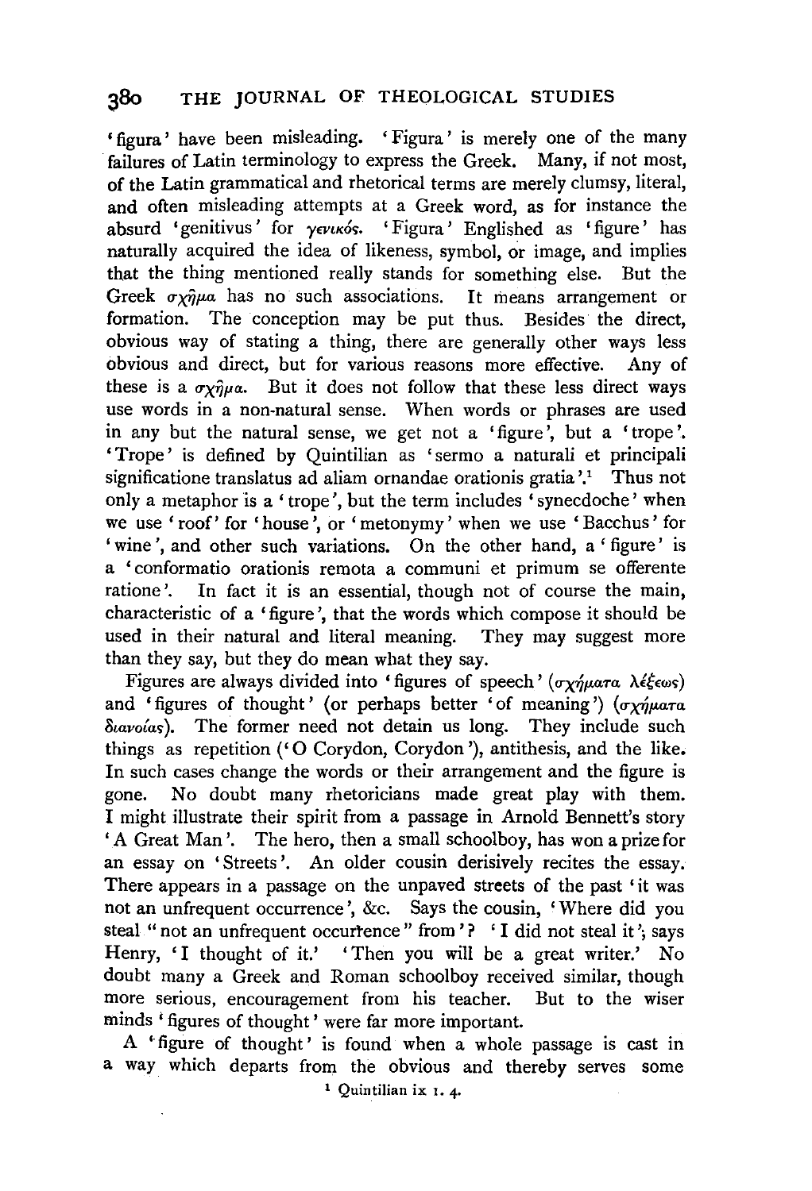'figura' have been misleading. 'Figura' is merely one of the many failures of Latin terminology to express the Greek. Many, if not most, of the Latin grammatical and rhetorical terms are merely clumsy, literal, and often misleading attempts at a Greek word, as for instance the absurd 'genitivus' for γενικός. 'Figura' Englished as 'figure' has naturally acquired the idea of likeness, symbol, or image, and implies that the thing mentioned really stands for something else. But the Greek σχῆμα has no such associations. It means arrangement or formation. The conception may be put thus. Besides the direct, obvious way of stating a thing, there are generally other ways less obvious and direct, but for various reasons more effective. Any of these is a σχῆμα. But it does not follow that these less direct ways use words in a non-natural sense. When words or phrases are used in any but the natural sense, we get not a 'figure', but a 'trope'. 'Trope' is defined by Quintilian as 'sermo a naturali et principali significatione translatus ad aliam ornandae orationis gratia'.[1] Thus not only a metaphor is a 'trope', but the term includes 'synecdoche' when we use 'roof' for 'house', or 'metonymy' when we use 'Bacchus' for 'wine', and other such variations. On the other hand, a 'figure' is a 'conformatio orationis remota a communi et primum se offerente ratione'. In fact it is an essential, though not of course the main, characteristic of a 'figure', that the words which compose it should be used in their natural and literal meaning. They may suggest more than they say, but they do mean what they say.

Figures are always divided into 'figures of speech' (σχήματα λέξεως) and 'figures of thought' (or perhaps better 'of meaning') (σχήματα διανοίας). The former need not detain us long. They include such things as repetition ('O Corydon, Corydon'), antithesis, and the like. In such cases change the words or their arrangement and the figure is gone. No doubt many rhetoricians made great play with them. I might illustrate their spirit from a passage in Arnold Bennett's story 'A Great Man'. The hero, then a small schoolboy, has won a prize for an essay on 'Streets'. An older cousin derisively recites the essay. There appears in a passage on the unpaved streets of the past 'it was not an unfrequent occurrence', &c. Says the cousin, 'Where did you steal "not an unfrequent occurrence" from'? 'I did not steal it', says Henry, 'I thought of it.' 'Then you will be a great writer.' No doubt many a Greek and Roman schoolboy received similar, though more serious, encouragement from his teacher. But to the wiser minds 'figures of thought' were far more important.

A 'figure of thought' is found when a whole passage is cast in a way which departs from the obvious and thereby serves some

[1] Quintilian ix 1. 4.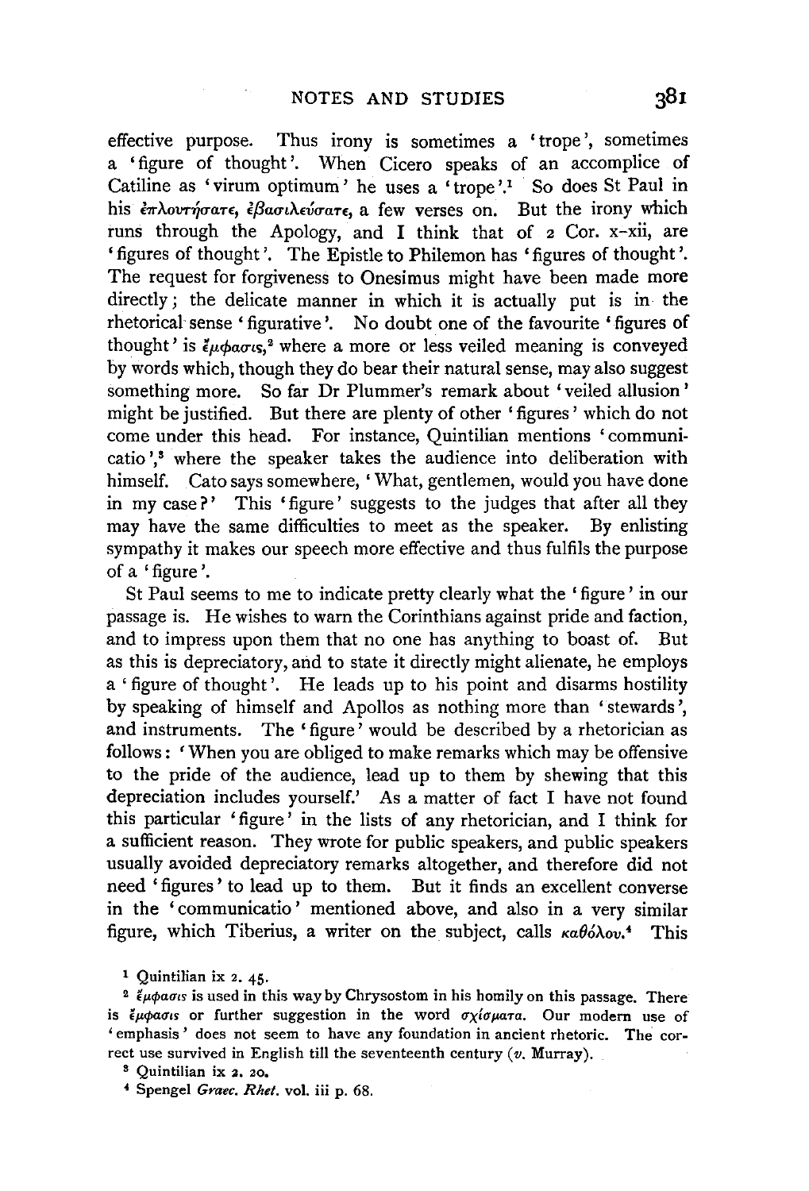effective purpose. Thus irony is sometimes a 'trope', sometimes a 'figure of thought'. When Cicero speaks of an accomplice of Catiline as 'virum optimum' he uses a 'trope'.[1] So does St Paul in his ἐπλουτήσατε, ἐβασιλεύσατε, a few verses on. But the irony which runs through the Apology, and I think that of 2 Cor. x–xii, are 'figures of thought'. The Epistle to Philemon has 'figures of thought'. The request for forgiveness to Onesimus might have been made more directly; the delicate manner in which it is actually put is in the rhetorical sense 'figurative'. No doubt one of the favourite 'figures of thought' is ἔμφασις,[2] where a more or less veiled meaning is conveyed by words which, though they do bear their natural sense, may also suggest something more. So far Dr Plummer's remark about 'veiled allusion' might be justified. But there are plenty of other 'figures' which do not come under this head. For instance, Quintilian mentions 'communicatio',[3] where the speaker takes the audience into deliberation with himself. Cato says somewhere, 'What, gentlemen, would you have done in my case?' This 'figure' suggests to the judges that after all they may have the same difficulties to meet as the speaker. By enlisting sympathy it makes our speech more effective and thus fulfils the purpose of a 'figure'.

St Paul seems to me to indicate pretty clearly what the 'figure' in our passage is. He wishes to warn the Corinthians against pride and faction, and to impress upon them that no one has anything to boast of. But as this is depreciatory, and to state it directly might alienate, he employs a 'figure of thought'. He leads up to his point and disarms hostility by speaking of himself and Apollos as nothing more than 'stewards', and instruments. The 'figure' would be described by a rhetorician as follows: 'When you are obliged to make remarks which may be offensive to the pride of the audience, lead up to them by shewing that this depreciation includes yourself.' As a matter of fact I have not found this particular 'figure' in the lists of any rhetorician, and I think for a sufficient reason. They wrote for public speakers, and public speakers usually avoided depreciatory remarks altogether, and therefore did not need 'figures' to lead up to them. But it finds an excellent converse in the 'communicatio' mentioned above, and also in a very similar figure, which Tiberius, a writer on the subject, calls καθόλου.[4] This

[1] Quintilian ix 2. 45.

[2] ἔμφασις is used in this way by Chrysostom in his homily on this passage. There is ἔμφασις or further suggestion in the word σχίσματα. Our modern use of 'emphasis' does not seem to have any foundation in ancient rhetoric. The correct use survived in English till the seventeenth century (*v.* Murray).

[3] Quintilian ix 2. 20.

[4] Spengel *Graec. Rhet.* vol. iii p. 68.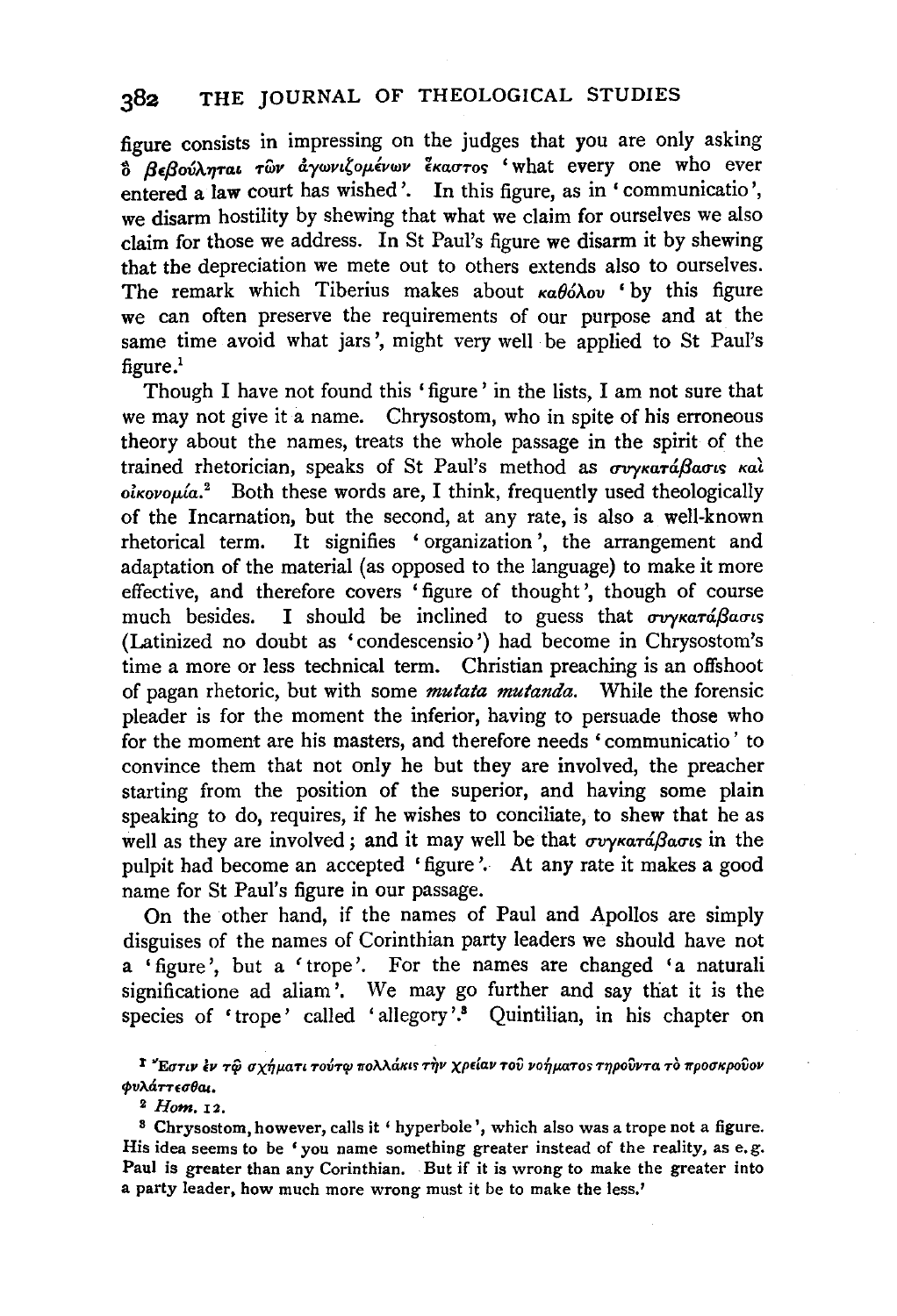figure consists in impressing on the judges that you are only asking ὃ βεβούληται τῶν ἀγωνιζομένων ἕκαστος 'what every one who ever entered a law court has wished'. In this figure, as in 'communicatio', we disarm hostility by shewing that what we claim for ourselves we also claim for those we address. In St Paul's figure we disarm it by shewing that the depreciation we mete out to others extends also to ourselves. The remark which Tiberius makes about καθόλου 'by this figure we can often preserve the requirements of our purpose and at the same time avoid what jars', might very well be applied to St Paul's figure.[1]

Though I have not found this 'figure' in the lists, I am not sure that we may not give it a name. Chrysostom, who in spite of his erroneous theory about the names, treats the whole passage in the spirit of the trained rhetorician, speaks of St Paul's method as συγκατάβασις καὶ οἰκονομία.[2] Both these words are, I think, frequently used theologically of the Incarnation, but the second, at any rate, is also a well-known rhetorical term. It signifies 'organization', the arrangement and adaptation of the material (as opposed to the language) to make it more effective, and therefore covers 'figure of thought', though of course much besides. I should be inclined to guess that συγκατάβασις (Latinized no doubt as 'condescensio') had become in Chrysostom's time a more or less technical term. Christian preaching is an offshoot of pagan rhetoric, but with some *mutata mutanda*. While the forensic pleader is for the moment the inferior, having to persuade those who for the moment are his masters, and therefore needs 'communicatio' to convince them that not only he but they are involved, the preacher starting from the position of the superior, and having some plain speaking to do, requires, if he wishes to conciliate, to shew that he as well as they are involved; and it may well be that συγκατάβασις in the pulpit had become an accepted 'figure'. At any rate it makes a good name for St Paul's figure in our passage.

On the other hand, if the names of Paul and Apollos are simply disguises of the names of Corinthian party leaders we should have not a 'figure', but a 'trope'. For the names are changed 'a naturali significatione ad aliam'. We may go further and say that it is the species of 'trope' called 'allegory'.[3] Quintilian, in his chapter on

---

[1] Ἔστιν ἐν τῷ σχήματι τούτῳ πολλάκις τὴν χρείαν τοῦ νοήματος τηροῦντα τὸ προσκροῦον φυλάττεσθαι.

[2] *Hom.* 12.

[3] Chrysostom, however, calls it 'hyperbole', which also was a trope not a figure. His idea seems to be 'you name something greater instead of the reality, as e.g. Paul is greater than any Corinthian. But if it is wrong to make the greater into a party leader, how much more wrong must it be to make the less.'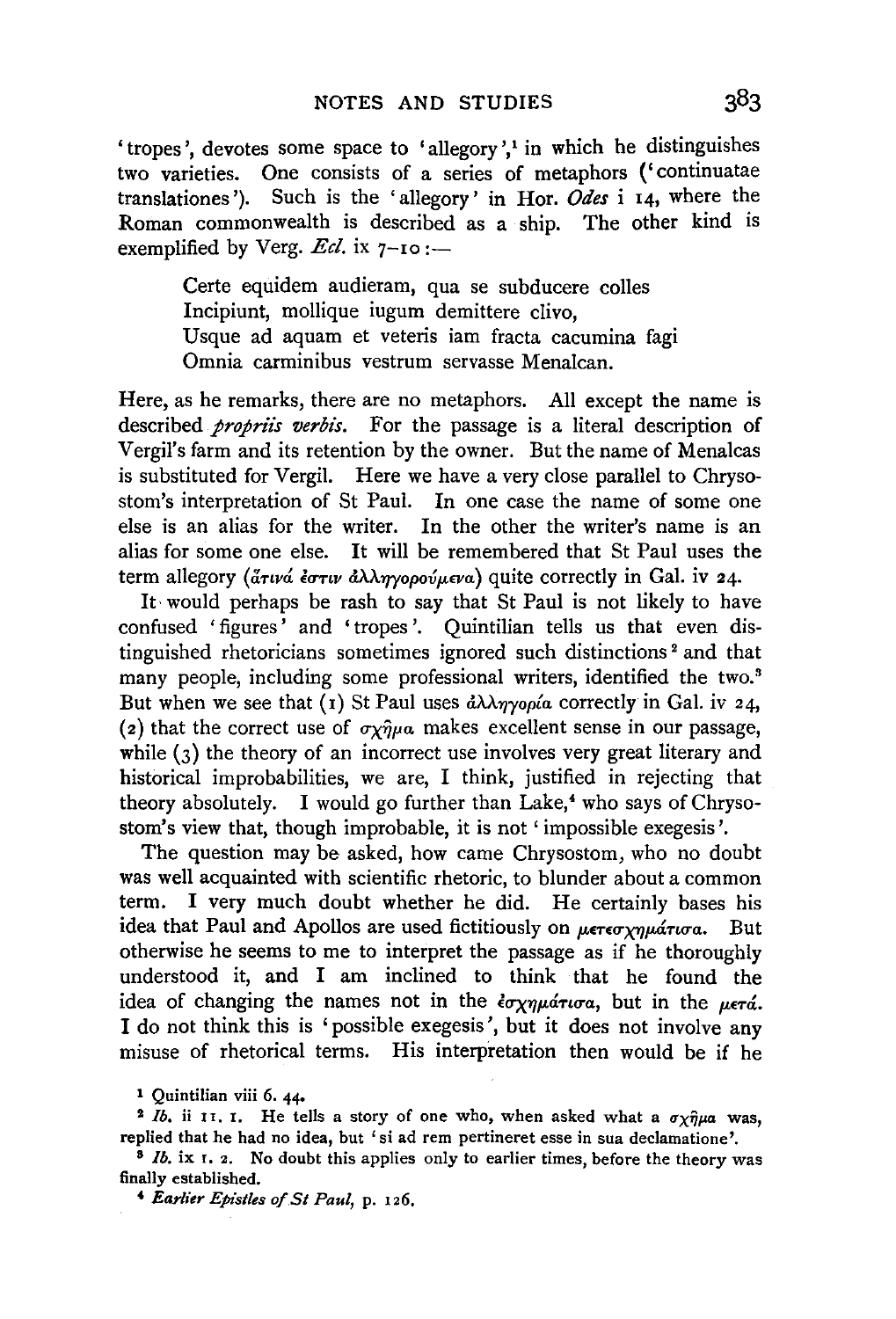'tropes', devotes some space to 'allegory',[1] in which he distinguishes two varieties. One consists of a series of metaphors ('continuatae translationes'). Such is the 'allegory' in Hor. *Odes* i 14, where the Roman commonwealth is described as a ship. The other kind is exemplified by Verg. *Ecl.* ix 7–10:—

> Certe equidem audieram, qua se subducere colles
> Incipiunt, mollique iugum demittere clivo,
> Usque ad aquam et veteris iam fracta cacumina fagi
> Omnia carminibus vestrum servasse Menalcan.

Here, as he remarks, there are no metaphors. All except the name is described *propriis verbis*. For the passage is a literal description of Vergil's farm and its retention by the owner. But the name of Menalcas is substituted for Vergil. Here we have a very close parallel to Chrysostom's interpretation of St Paul. In one case the name of some one else is an alias for the writer. In the other the writer's name is an alias for some one else. It will be remembered that St Paul uses the term allegory (ἅτινά ἐστιν ἀλληγορούμενα) quite correctly in Gal. iv 24.

It would perhaps be rash to say that St Paul is not likely to have confused 'figures' and 'tropes'. Quintilian tells us that even distinguished rhetoricians sometimes ignored such distinctions[2] and that many people, including some professional writers, identified the two.[3] But when we see that (1) St Paul uses ἀλληγορία correctly in Gal. iv 24, (2) that the correct use of σχῆμα makes excellent sense in our passage, while (3) the theory of an incorrect use involves very great literary and historical improbabilities, we are, I think, justified in rejecting that theory absolutely. I would go further than Lake,[4] who says of Chrysostom's view that, though improbable, it is not 'impossible exegesis'.

The question may be asked, how came Chrysostom, who no doubt was well acquainted with scientific rhetoric, to blunder about a common term. I very much doubt whether he did. He certainly bases his idea that Paul and Apollos are used fictitiously on μετεσχημάτισα. But otherwise he seems to me to interpret the passage as if he thoroughly understood it, and I am inclined to think that he found the idea of changing the names not in the ἐσχημάτισα, but in the μετά. I do not think this is 'possible exegesis', but it does not involve any misuse of rhetorical terms. His interpretation then would be if he

[1] Quintilian viii 6. 44.

[2] *Ib.* ii 11. 1. He tells a story of one who, when asked what a σχῆμα was, replied that he had no idea, but 'si ad rem pertineret esse in sua declamatione'.

[3] *Ib.* ix 1. 2. No doubt this applies only to earlier times, before the theory was finally established.

[4] *Earlier Epistles of St Paul*, p. 126.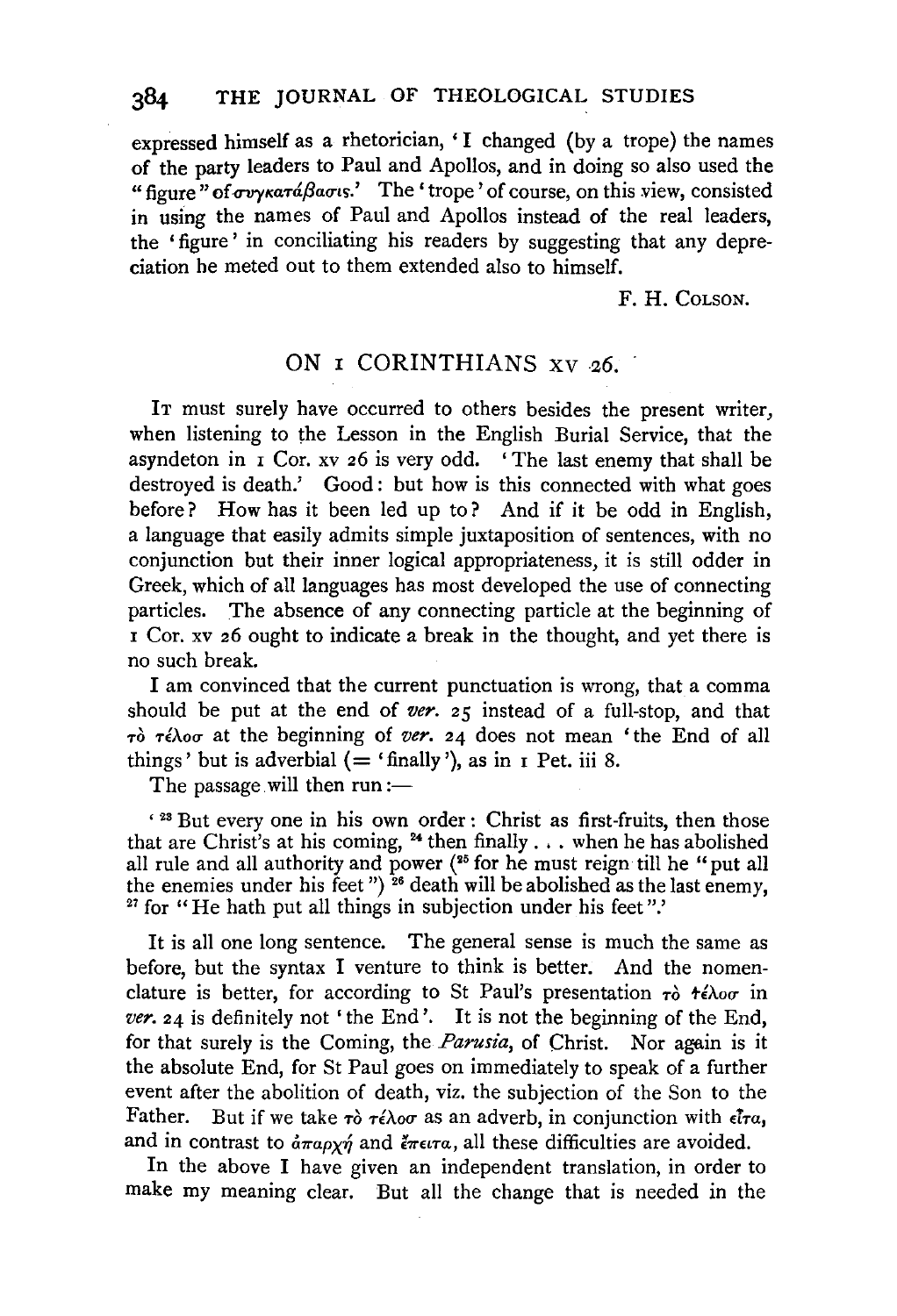expressed himself as a rhetorician, 'I changed (by a trope) the names of the party leaders to Paul and Apollos, and in doing so also used the "figure" of συγκατάβασις.' The 'trope' of course, on this view, consisted in using the names of Paul and Apollos instead of the real leaders, the 'figure' in conciliating his readers by suggesting that any depreciation he meted out to them extended also to himself.

F. H. Colson.

## ON 1 CORINTHIANS xv 26.

It must surely have occurred to others besides the present writer, when listening to the Lesson in the English Burial Service, that the asyndeton in 1 Cor. xv 26 is very odd. 'The last enemy that shall be destroyed is death.' Good: but how is this connected with what goes before? How has it been led up to? And if it be odd in English, a language that easily admits simple juxtaposition of sentences, with no conjunction but their inner logical appropriateness, it is still odder in Greek, which of all languages has most developed the use of connecting particles. The absence of any connecting particle at the beginning of 1 Cor. xv 26 ought to indicate a break in the thought, and yet there is no such break.

I am convinced that the current punctuation is wrong, that a comma should be put at the end of *ver.* 25 instead of a full-stop, and that τὸ τέλοσ at the beginning of *ver.* 24 does not mean 'the End of all things' but is adverbial (= 'finally'), as in 1 Pet. iii 8.

The passage will then run:—

'[23] But every one in his own order: Christ as first-fruits, then those that are Christ's at his coming, [24] then finally . . . when he has abolished all rule and all authority and power ([25] for he must reign till he "put all the enemies under his feet") [26] death will be abolished as the last enemy, [27] for "He hath put all things in subjection under his feet".'

It is all one long sentence. The general sense is much the same as before, but the syntax I venture to think is better. And the nomenclature is better, for according to St Paul's presentation τὸ τέλοσ in *ver.* 24 is definitely not 'the End'. It is not the beginning of the End, for that surely is the Coming, the *Parusia*, of Christ. Nor again is it the absolute End, for St Paul goes on immediately to speak of a further event after the abolition of death, viz. the subjection of the Son to the Father. But if we take τὸ τέλοσ as an adverb, in conjunction with εἶτα, and in contrast to ἀπαρχή and ἔπειτα, all these difficulties are avoided.

In the above I have given an independent translation, in order to make my meaning clear. But all the change that is needed in the